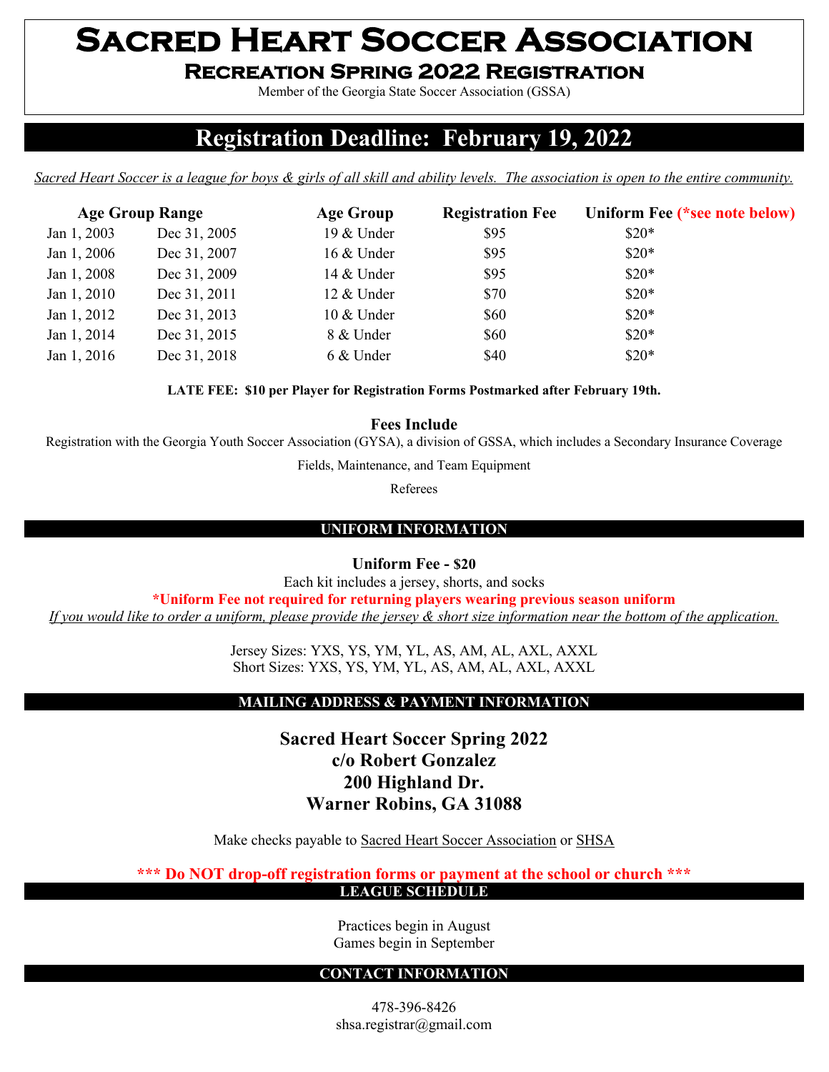# Sacred Heart Soccer Association

## Recreation Spring 2022 Registration

Member of the Georgia State Soccer Association (GSSA)

## Registration Deadline: February 19, 2022

*Sacred Heart Soccer is a league for boys & girls of all skill and ability levels. The association is open to the entire community.*

| Age Group Range | | Age Group | Registration Fee | Uniform Fee (*see note below) |
|---|---|---|---|---|
| Jan 1, 2003 | Dec 31, 2005 | 19 & Under | $95 | $20* |
| Jan 1, 2006 | Dec 31, 2007 | 16 & Under | $95 | $20* |
| Jan 1, 2008 | Dec 31, 2009 | 14 & Under | $95 | $20* |
| Jan 1, 2010 | Dec 31, 2011 | 12 & Under | $70 | $20* |
| Jan 1, 2012 | Dec 31, 2013 | 10 & Under | $60 | $20* |
| Jan 1, 2014 | Dec 31, 2015 | 8 & Under | $60 | $20* |
| Jan 1, 2016 | Dec 31, 2018 | 6 & Under | $40 | $20* |

**LATE FEE: $10 per Player for Registration Forms Postmarked after February 19th.**

**Fees Include**

Registration with the Georgia Youth Soccer Association (GYSA), a division of GSSA, which includes a Secondary Insurance Coverage

Fields, Maintenance, and Team Equipment

Referees

## UNIFORM INFORMATION

**Uniform Fee - $20**

Each kit includes a jersey, shorts, and socks

**\*Uniform Fee not required for returning players wearing previous season uniform**

*If you would like to order a uniform, please provide the jersey & short size information near the bottom of the application.*

Jersey Sizes: YXS, YS, YM, YL, AS, AM, AL, AXL, AXXL
Short Sizes: YXS, YS, YM, YL, AS, AM, AL, AXL, AXXL

## MAILING ADDRESS & PAYMENT INFORMATION

**Sacred Heart Soccer Spring 2022**
**c/o Robert Gonzalez**
**200 Highland Dr.**
**Warner Robins, GA 31088**

Make checks payable to Sacred Heart Soccer Association or SHSA

**\*\*\* Do NOT drop-off registration forms or payment at the school or church \*\*\***

## LEAGUE SCHEDULE

Practices begin in August
Games begin in September

## CONTACT INFORMATION

478-396-8426
shsa.registrar@gmail.com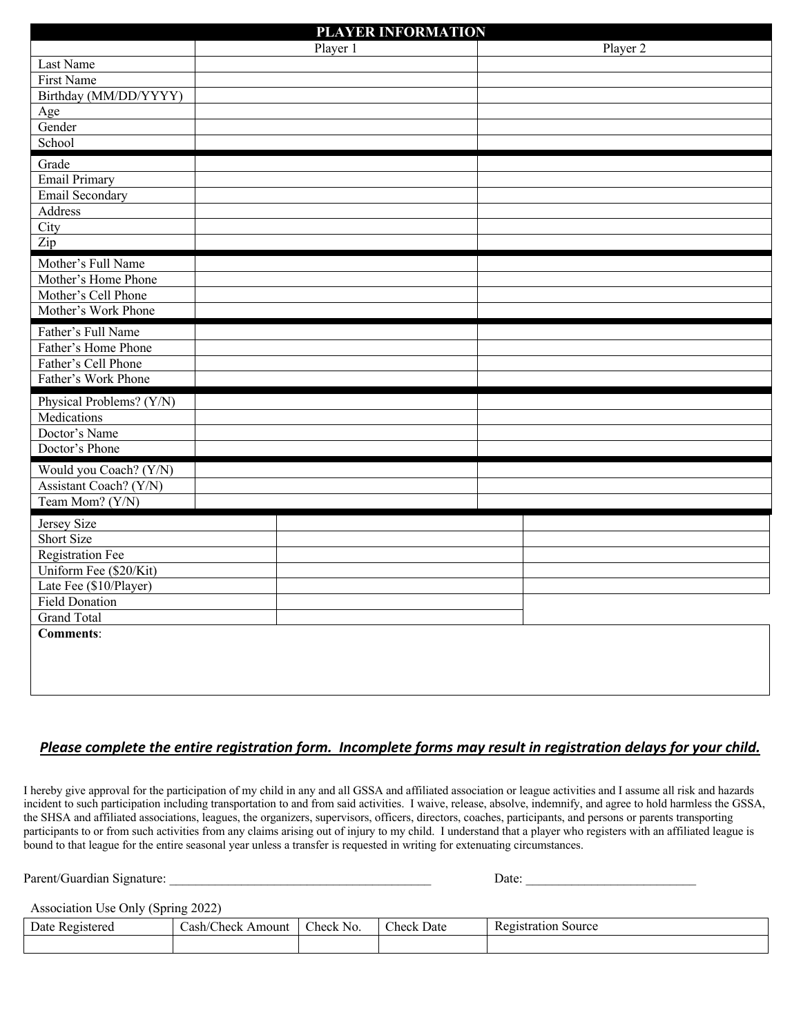| PLAYER INFORMATION | | |
| --- | --- | --- |
| | Player 1 | Player 2 |
| Last Name | | |
| First Name | | |
| Birthday (MM/DD/YYYY) | | |
| Age | | |
| Gender | | |
| School | | |
| Grade | | |
| Email Primary | | |
| Email Secondary | | |
| Address | | |
| City | | |
| Zip | | |
| Mother's Full Name | | |
| Mother's Home Phone | | |
| Mother's Cell Phone | | |
| Mother's Work Phone | | |
| Father's Full Name | | |
| Father's Home Phone | | |
| Father's Cell Phone | | |
| Father's Work Phone | | |
| Physical Problems? (Y/N) | | |
| Medications | | |
| Doctor's Name | | |
| Doctor's Phone | | |
| Would you Coach? (Y/N) | | |
| Assistant Coach? (Y/N) | | |
| Team Mom? (Y/N) | | |

| | | |
| --- | --- | --- |
| Jersey Size | | |
| Short Size | | |
| Registration Fee | | |
| Uniform Fee ($20/Kit) | | |
| Late Fee ($10/Player) | | |
| Field Donation | | |
| Grand Total | | |

**Comments**:

***Please complete the entire registration form. Incomplete forms may result in registration delays for your child.***

I hereby give approval for the participation of my child in any and all GSSA and affiliated association or league activities and I assume all risk and hazards incident to such participation including transportation to and from said activities. I waive, release, absolve, indemnify, and agree to hold harmless the GSSA, the SHSA and affiliated associations, leagues, the organizers, supervisors, officers, directors, coaches, participants, and persons or parents transporting participants to or from such activities from any claims arising out of injury to my child. I understand that a player who registers with an affiliated league is bound to that league for the entire seasonal year unless a transfer is requested in writing for extenuating circumstances.

Parent/Guardian Signature: ________________________________________ Date: ___________________________

Association Use Only (Spring 2022)

| Date Registered | Cash/Check Amount | Check No. | Check Date | Registration Source |
| --- | --- | --- | --- | --- |
| | | | | |